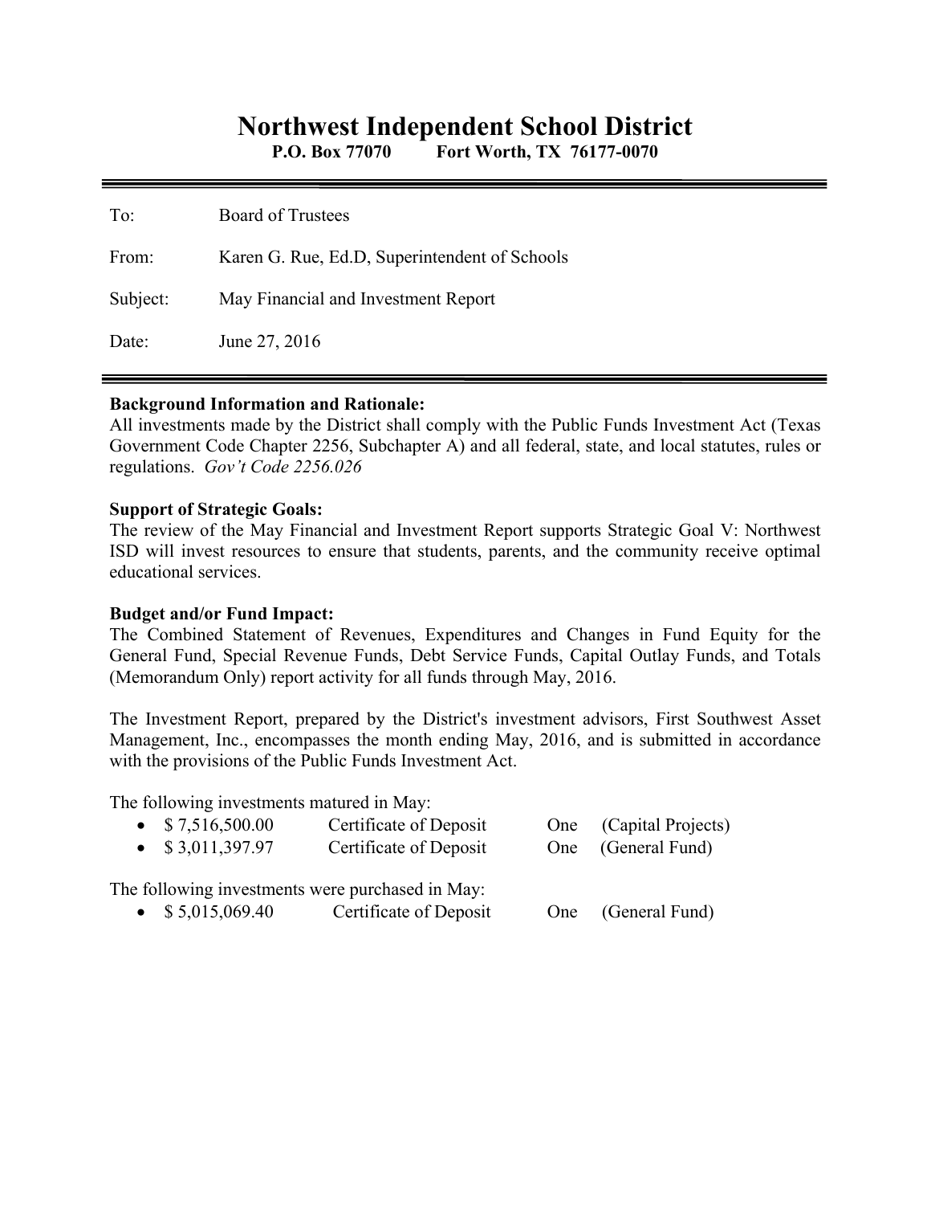# Northwest Independent School District

**P.O. Box 77070 Fort Worth, TX 76177-0070**

---

To: Board of Trustees

From: Karen G. Rue, Ed.D, Superintendent of Schools

Subject: May Financial and Investment Report

Date: June 27, 2016

---

**Background Information and Rationale:**
All investments made by the District shall comply with the Public Funds Investment Act (Texas Government Code Chapter 2256, Subchapter A) and all federal, state, and local statutes, rules or regulations. *Gov't Code 2256.026*

**Support of Strategic Goals:**
The review of the May Financial and Investment Report supports Strategic Goal V: Northwest ISD will invest resources to ensure that students, parents, and the community receive optimal educational services.

**Budget and/or Fund Impact:**
The Combined Statement of Revenues, Expenditures and Changes in Fund Equity for the General Fund, Special Revenue Funds, Debt Service Funds, Capital Outlay Funds, and Totals (Memorandum Only) report activity for all funds through May, 2016.

The Investment Report, prepared by the District's investment advisors, First Southwest Asset Management, Inc., encompasses the month ending May, 2016, and is submitted in accordance with the provisions of the Public Funds Investment Act.

The following investments matured in May:

- $ 7,516,500.00 Certificate of Deposit One (Capital Projects)
- $ 3,011,397.97 Certificate of Deposit One (General Fund)

The following investments were purchased in May:

- $ 5,015,069.40 Certificate of Deposit One (General Fund)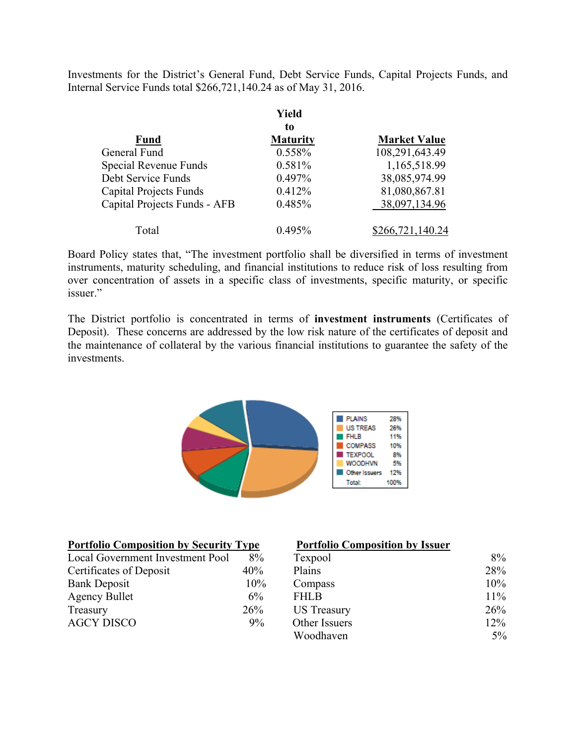Investments for the District's General Fund, Debt Service Funds, Capital Projects Funds, and Internal Service Funds total $266,721,140.24 as of May 31, 2016.

| Fund | Yield to Maturity | Market Value |
|---|---|---|
| General Fund | 0.558% | 108,291,643.49 |
| Special Revenue Funds | 0.581% | 1,165,518.99 |
| Debt Service Funds | 0.497% | 38,085,974.99 |
| Capital Projects Funds | 0.412% | 81,080,867.81 |
| Capital Projects Funds - AFB | 0.485% | 38,097,134.96 |
| Total | 0.495% | $266,721,140.24 |

Board Policy states that, "The investment portfolio shall be diversified in terms of investment instruments, maturity scheduling, and financial institutions to reduce risk of loss resulting from over concentration of assets in a specific class of investments, specific maturity, or specific issuer."

The District portfolio is concentrated in terms of **investment instruments** (Certificates of Deposit). These concerns are addressed by the low risk nature of the certificates of deposit and the maintenance of collateral by the various financial institutions to guarantee the safety of the investments.

| | |
|---|---|
| PLAINS | 28% |
| US TREAS | 26% |
| FHLB | 11% |
| COMPASS | 10% |
| TEXPOOL | 8% |
| WOODHVN | 5% |
| Other Issuers | 12% |
| Total: | 100% |

**Portfolio Composition by Security Type**

| | |
|---|---|
| Local Government Investment Pool | 8% |
| Certificates of Deposit | 40% |
| Bank Deposit | 10% |
| Agency Bullet | 6% |
| Treasury | 26% |
| AGCY DISCO | 9% |

**Portfolio Composition by Issuer**

| | |
|---|---|
| Texpool | 8% |
| Plains | 28% |
| Compass | 10% |
| FHLB | 11% |
| US Treasury | 26% |
| Other Issuers | 12% |
| Woodhaven | 5% |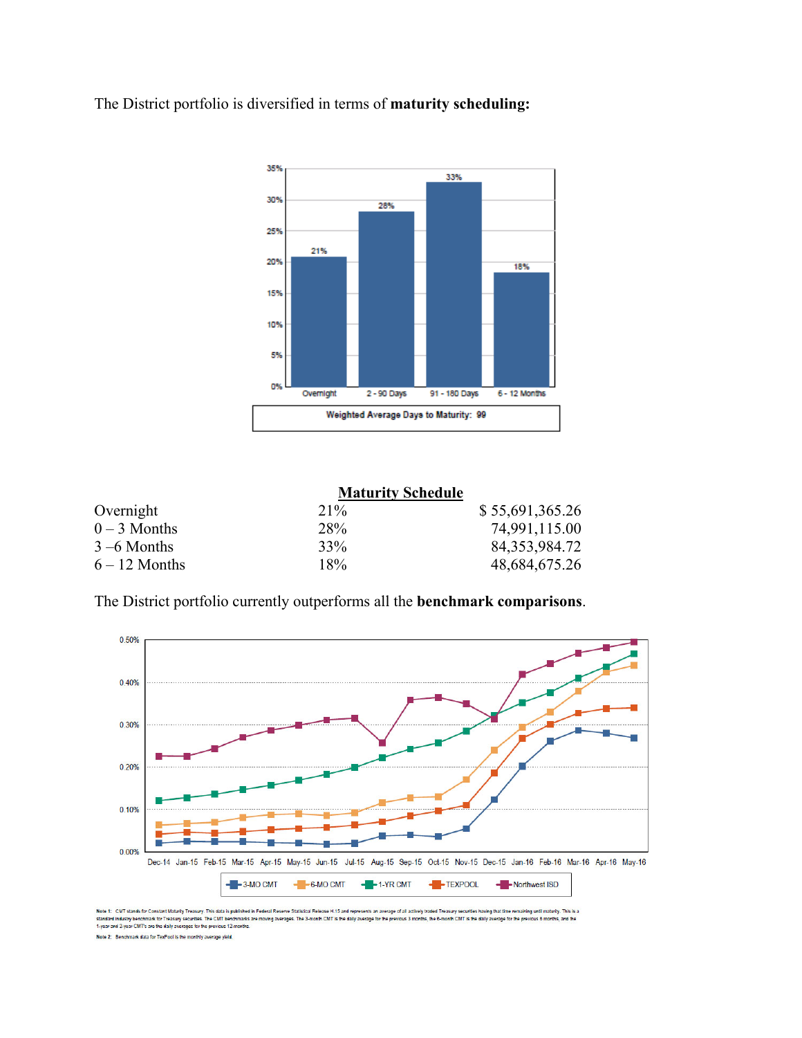The District portfolio is diversified in terms of **maturity scheduling:**

Overnight 21%, 2 - 90 Days 28%, 91 - 180 Days 33%, 6 - 12 Months 18%

Weighted Average Days to Maturity: 99

**Maturity Schedule**

| | | |
|---|---|---|
| Overnight | 21% | $ 55,691,365.26 |
| 0 – 3 Months | 28% | 74,991,115.00 |
| 3 –6 Months | 33% | 84,353,984.72 |
| 6 – 12 Months | 18% | 48,684,675.26 |

The District portfolio currently outperforms all the **benchmark comparisons**.

3-MO CMT, 6-MO CMT, 1-YR CMT, TEXPOOL, Northwest ISD

Note 1: CMT stands for Constant Maturity Treasury. This data is published in Federal Reserve Statistical Release H.15 and represents an average of all actively traded Treasury securities having that time remaining until maturity. This is a standard industry benchmark for Treasury securities. The CMT benchmarks are moving averages. The 3-month CMT is the daily average for the previous 3 months, the 6-month CMT is the daily average for the previous 6 months, and the 1-year and 2-year CMT's are the daily averages for the previous 12-months.

Note 2: Benchmark data for TexPool is the monthly average yield.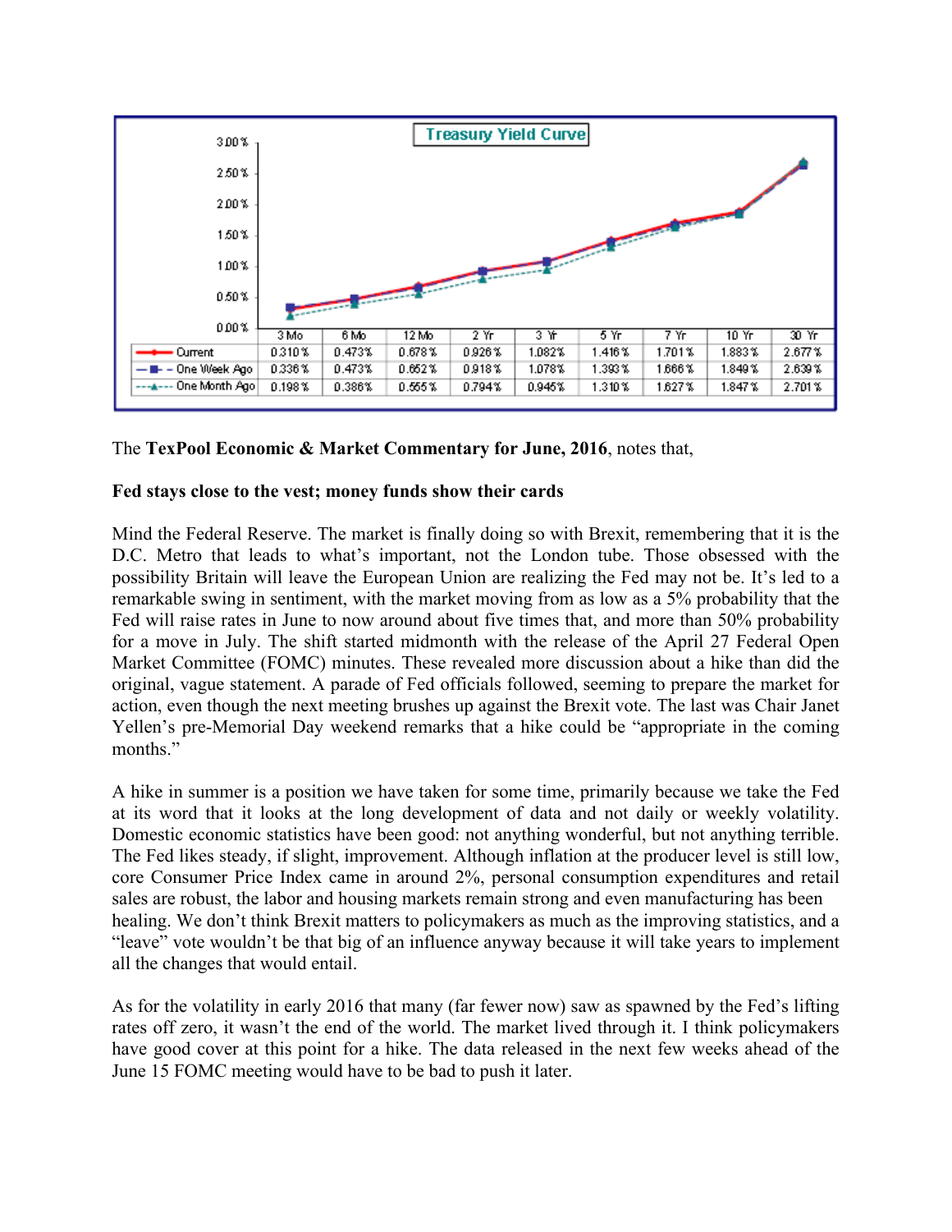**Treasury Yield Curve**

| | 3 Mo | 6 Mo | 12 Mo | 2 Yr | 3 Yr | 5 Yr | 7 Yr | 10 Yr | 30 Yr |
|---|---|---|---|---|---|---|---|---|---|
| Current | 0.310% | 0.473% | 0.678% | 0.926% | 1.082% | 1.416% | 1.701% | 1.883% | 2.677% |
| One Week Ago | 0.336% | 0.473% | 0.652% | 0.918% | 1.078% | 1.393% | 1.666% | 1.849% | 2.639% |
| One Month Ago | 0.198% | 0.386% | 0.555% | 0.794% | 0.945% | 1.310% | 1.627% | 1.847% | 2.701% |

The **TexPool Economic & Market Commentary for June, 2016**, notes that,

**Fed stays close to the vest; money funds show their cards**

Mind the Federal Reserve. The market is finally doing so with Brexit, remembering that it is the D.C. Metro that leads to what's important, not the London tube. Those obsessed with the possibility Britain will leave the European Union are realizing the Fed may not be. It's led to a remarkable swing in sentiment, with the market moving from as low as a 5% probability that the Fed will raise rates in June to now around about five times that, and more than 50% probability for a move in July. The shift started midmonth with the release of the April 27 Federal Open Market Committee (FOMC) minutes. These revealed more discussion about a hike than did the original, vague statement. A parade of Fed officials followed, seeming to prepare the market for action, even though the next meeting brushes up against the Brexit vote. The last was Chair Janet Yellen's pre-Memorial Day weekend remarks that a hike could be "appropriate in the coming months."

A hike in summer is a position we have taken for some time, primarily because we take the Fed at its word that it looks at the long development of data and not daily or weekly volatility. Domestic economic statistics have been good: not anything wonderful, but not anything terrible. The Fed likes steady, if slight, improvement. Although inflation at the producer level is still low, core Consumer Price Index came in around 2%, personal consumption expenditures and retail sales are robust, the labor and housing markets remain strong and even manufacturing has been healing. We don't think Brexit matters to policymakers as much as the improving statistics, and a "leave" vote wouldn't be that big of an influence anyway because it will take years to implement all the changes that would entail.

As for the volatility in early 2016 that many (far fewer now) saw as spawned by the Fed's lifting rates off zero, it wasn't the end of the world. The market lived through it. I think policymakers have good cover at this point for a hike. The data released in the next few weeks ahead of the June 15 FOMC meeting would have to be bad to push it later.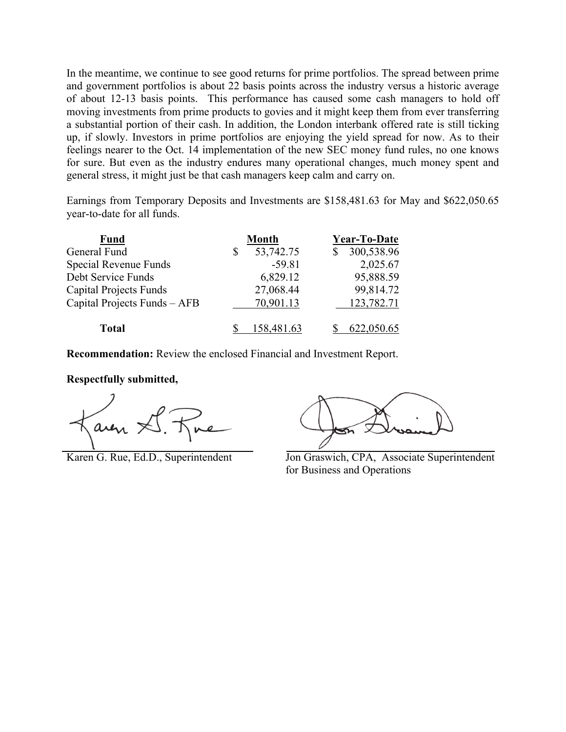In the meantime, we continue to see good returns for prime portfolios. The spread between prime and government portfolios is about 22 basis points across the industry versus a historic average of about 12-13 basis points. This performance has caused some cash managers to hold off moving investments from prime products to govies and it might keep them from ever transferring a substantial portion of their cash. In addition, the London interbank offered rate is still ticking up, if slowly. Investors in prime portfolios are enjoying the yield spread for now. As to their feelings nearer to the Oct. 14 implementation of the new SEC money fund rules, no one knows for sure. But even as the industry endures many operational changes, much money spent and general stress, it might just be that cash managers keep calm and carry on.

Earnings from Temporary Deposits and Investments are $158,481.63 for May and $622,050.65 year-to-date for all funds.

| Fund | Month | Year-To-Date |
|---|---|---|
| General Fund | $ 53,742.75 | $ 300,538.96 |
| Special Revenue Funds | -59.81 | 2,025.67 |
| Debt Service Funds | 6,829.12 | 95,888.59 |
| Capital Projects Funds | 27,068.44 | 99,814.72 |
| Capital Projects Funds – AFB | 70,901.13 | 123,782.71 |
| **Total** | $ 158,481.63 | $ 622,050.65 |

**Recommendation:** Review the enclosed Financial and Investment Report.

**Respectfully submitted,**

Karen G. Rue, Ed.D., Superintendent

Jon Graswich, CPA, Associate Superintendent for Business and Operations